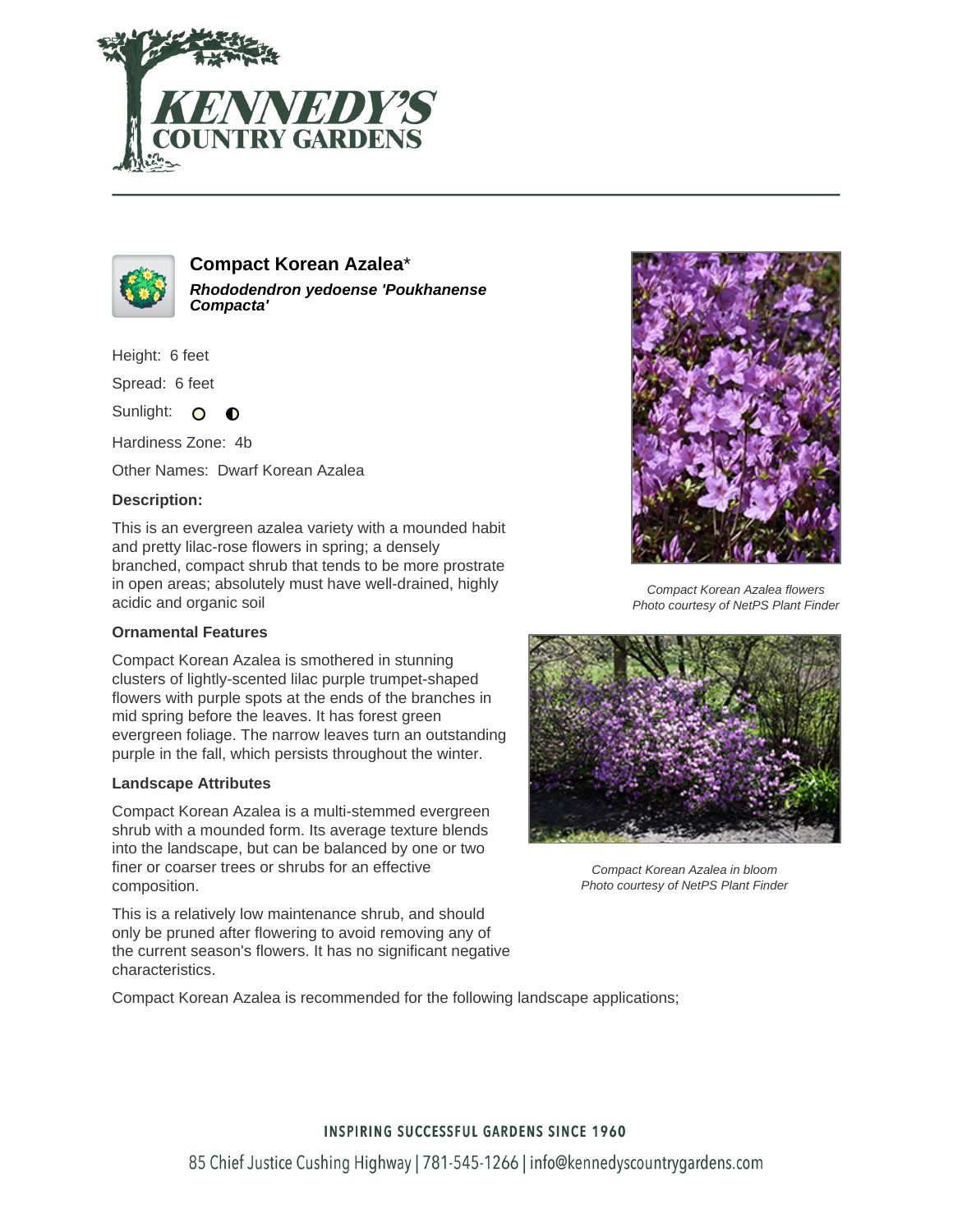# Compact Korean Azalea*

***Rhododendron yedoense 'Poukhanense Compacta'***

Height: 6 feet

Spread: 6 feet

Sunlight:

Hardiness Zone: 4b

Other Names: Dwarf Korean Azalea

### Description:

This is an evergreen azalea variety with a mounded habit and pretty lilac-rose flowers in spring; a densely branched, compact shrub that tends to be more prostrate in open areas; absolutely must have well-drained, highly acidic and organic soil

### Ornamental Features

Compact Korean Azalea is smothered in stunning clusters of lightly-scented lilac purple trumpet-shaped flowers with purple spots at the ends of the branches in mid spring before the leaves. It has forest green evergreen foliage. The narrow leaves turn an outstanding purple in the fall, which persists throughout the winter.

### Landscape Attributes

Compact Korean Azalea is a multi-stemmed evergreen shrub with a mounded form. Its average texture blends into the landscape, but can be balanced by one or two finer or coarser trees or shrubs for an effective composition.

This is a relatively low maintenance shrub, and should only be pruned after flowering to avoid removing any of the current season's flowers. It has no significant negative characteristics.

Compact Korean Azalea is recommended for the following landscape applications;

*Compact Korean Azalea flowers*
*Photo courtesy of NetPS Plant Finder*

*Compact Korean Azalea in bloom*
*Photo courtesy of NetPS Plant Finder*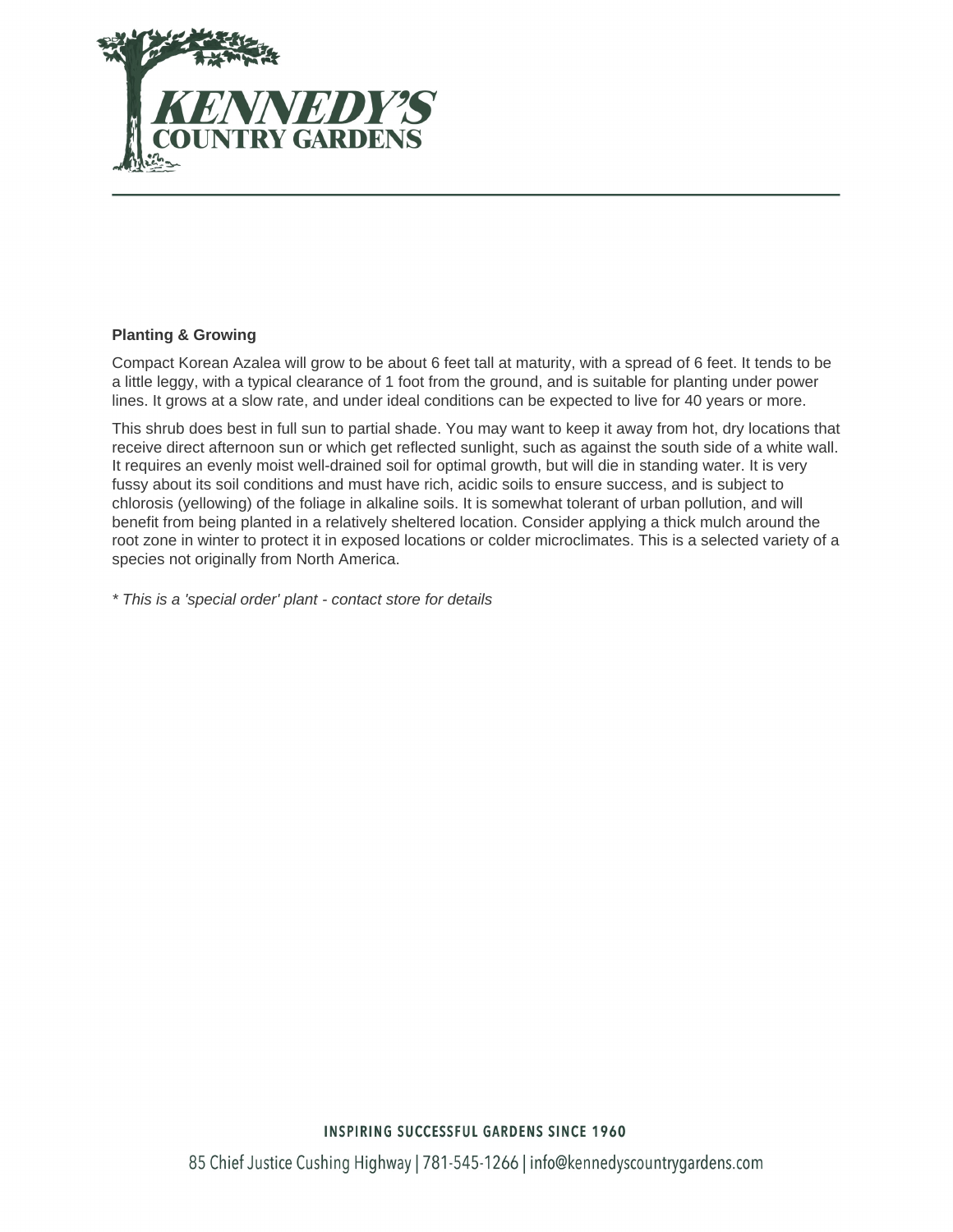**Planting & Growing**

Compact Korean Azalea will grow to be about 6 feet tall at maturity, with a spread of 6 feet. It tends to be a little leggy, with a typical clearance of 1 foot from the ground, and is suitable for planting under power lines. It grows at a slow rate, and under ideal conditions can be expected to live for 40 years or more.

This shrub does best in full sun to partial shade. You may want to keep it away from hot, dry locations that receive direct afternoon sun or which get reflected sunlight, such as against the south side of a white wall. It requires an evenly moist well-drained soil for optimal growth, but will die in standing water. It is very fussy about its soil conditions and must have rich, acidic soils to ensure success, and is subject to chlorosis (yellowing) of the foliage in alkaline soils. It is somewhat tolerant of urban pollution, and will benefit from being planted in a relatively sheltered location. Consider applying a thick mulch around the root zone in winter to protect it in exposed locations or colder microclimates. This is a selected variety of a species not originally from North America.

*\* This is a 'special order' plant - contact store for details*